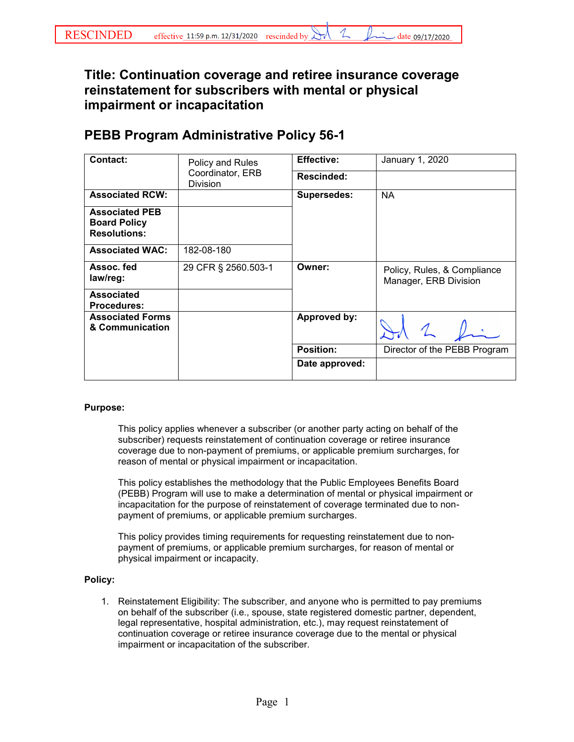RESCINDED effective 11:59 p.m. 12/31/2020 rescinded by [signature] date 09/17/2020

# Title: Continuation coverage and retiree insurance coverage reinstatement for subscribers with mental or physical impairment or incapacitation

## PEBB Program Administrative Policy 56-1

| **Contact:** | Policy and Rules Coordinator, ERB Division | **Effective:** | January 1, 2020 |
|---|---|---|---|
| | | **Rescinded:** | |
| **Associated RCW:** | | **Supersedes:** | NA |
| **Associated PEB Board Policy Resolutions:** | | | |
| **Associated WAC:** | 182-08-180 | | |
| **Assoc. fed law/reg:** | 29 CFR § 2560.503-1 | **Owner:** | Policy, Rules, & Compliance Manager, ERB Division |
| **Associated Procedures:** | | | |
| **Associated Forms & Communication** | | **Approved by:** | [signature] |
| | | **Position:** | Director of the PEBB Program |
| | | **Date approved:** | |

**Purpose:**

This policy applies whenever a subscriber (or another party acting on behalf of the subscriber) requests reinstatement of continuation coverage or retiree insurance coverage due to non-payment of premiums, or applicable premium surcharges, for reason of mental or physical impairment or incapacitation.

This policy establishes the methodology that the Public Employees Benefits Board (PEBB) Program will use to make a determination of mental or physical impairment or incapacitation for the purpose of reinstatement of coverage terminated due to non-payment of premiums, or applicable premium surcharges.

This policy provides timing requirements for requesting reinstatement due to non-payment of premiums, or applicable premium surcharges, for reason of mental or physical impairment or incapacity.

**Policy:**

1. Reinstatement Eligibility: The subscriber, and anyone who is permitted to pay premiums on behalf of the subscriber (i.e., spouse, state registered domestic partner, dependent, legal representative, hospital administration, etc.), may request reinstatement of continuation coverage or retiree insurance coverage due to the mental or physical impairment or incapacitation of the subscriber.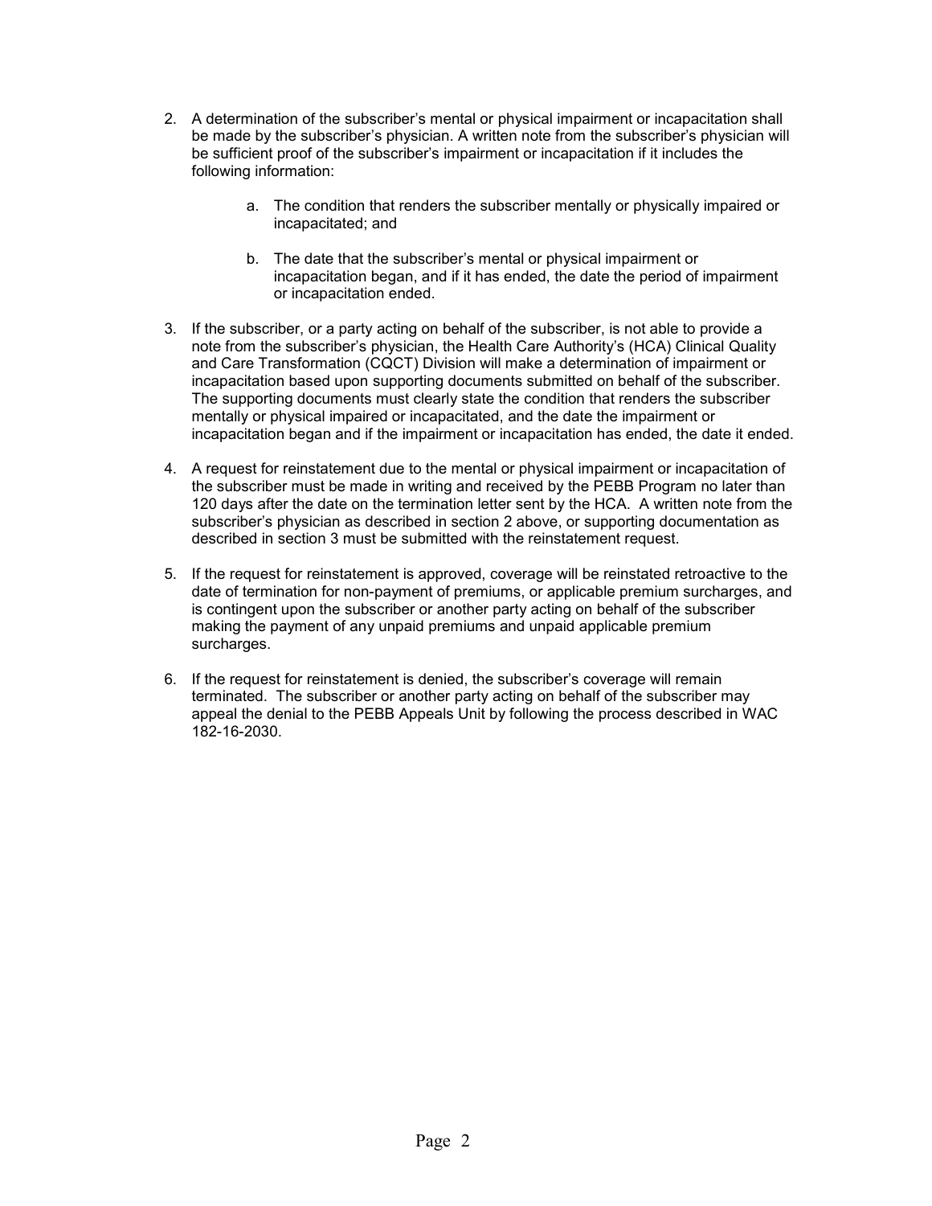2. A determination of the subscriber's mental or physical impairment or incapacitation shall be made by the subscriber's physician. A written note from the subscriber's physician will be sufficient proof of the subscriber's impairment or incapacitation if it includes the following information:

    a. The condition that renders the subscriber mentally or physically impaired or incapacitated; and

    b. The date that the subscriber's mental or physical impairment or incapacitation began, and if it has ended, the date the period of impairment or incapacitation ended.

3. If the subscriber, or a party acting on behalf of the subscriber, is not able to provide a note from the subscriber's physician, the Health Care Authority's (HCA) Clinical Quality and Care Transformation (CQCT) Division will make a determination of impairment or incapacitation based upon supporting documents submitted on behalf of the subscriber. The supporting documents must clearly state the condition that renders the subscriber mentally or physical impaired or incapacitated, and the date the impairment or incapacitation began and if the impairment or incapacitation has ended, the date it ended.

4. A request for reinstatement due to the mental or physical impairment or incapacitation of the subscriber must be made in writing and received by the PEBB Program no later than 120 days after the date on the termination letter sent by the HCA. A written note from the subscriber's physician as described in section 2 above, or supporting documentation as described in section 3 must be submitted with the reinstatement request.

5. If the request for reinstatement is approved, coverage will be reinstated retroactive to the date of termination for non-payment of premiums, or applicable premium surcharges, and is contingent upon the subscriber or another party acting on behalf of the subscriber making the payment of any unpaid premiums and unpaid applicable premium surcharges.

6. If the request for reinstatement is denied, the subscriber's coverage will remain terminated. The subscriber or another party acting on behalf of the subscriber may appeal the denial to the PEBB Appeals Unit by following the process described in WAC 182-16-2030.